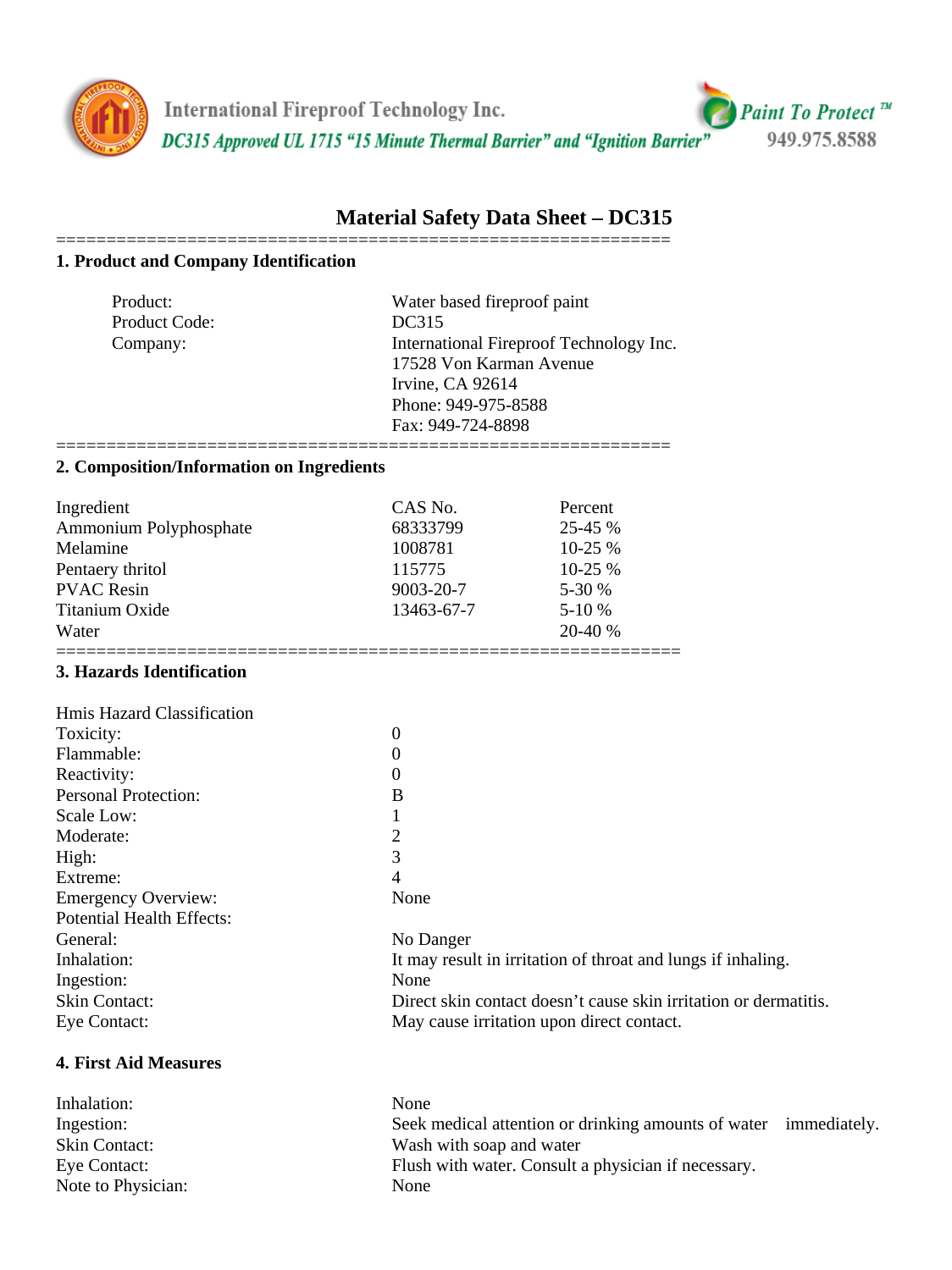International Fireproof Technology Inc.

*DC315 Approved UL 1715 "15 Minute Thermal Barrier" and "Ignition Barrier"*

*Paint To Protect* ™

949.975.8588

# Material Safety Data Sheet – DC315

## 1. Product and Company Identification

| | |
|---|---|
| Product: | Water based fireproof paint |
| Product Code: | DC315 |
| Company: | International Fireproof Technology Inc.<br>17528 Von Karman Avenue<br>Irvine, CA 92614<br>Phone: 949-975-8588<br>Fax: 949-724-8898 |

## 2. Composition/Information on Ingredients

| Ingredient | CAS No. | Percent |
|---|---|---|
| Ammonium Polyphosphate | 68333799 | 25-45 % |
| Melamine | 1008781 | 10-25 % |
| Pentaery thritol | 115775 | 10-25 % |
| PVAC Resin | 9003-20-7 | 5-30 % |
| Titanium Oxide | 13463-67-7 | 5-10 % |
| Water | | 20-40 % |

## 3. Hazards Identification

| | |
|---|---|
| Hmis Hazard Classification | |
| Toxicity: | 0 |
| Flammable: | 0 |
| Reactivity: | 0 |
| Personal Protection: | B |
| Scale Low: | 1 |
| Moderate: | 2 |
| High: | 3 |
| Extreme: | 4 |
| Emergency Overview: | None |
| Potential Health Effects: | |
| General: | No Danger |
| Inhalation: | It may result in irritation of throat and lungs if inhaling. |
| Ingestion: | None |
| Skin Contact: | Direct skin contact doesn't cause skin irritation or dermatitis. |
| Eye Contact: | May cause irritation upon direct contact. |

## 4. First Aid Measures

| | |
|---|---|
| Inhalation: | None |
| Ingestion: | Seek medical attention or drinking amounts of water immediately. |
| Skin Contact: | Wash with soap and water |
| Eye Contact: | Flush with water. Consult a physician if necessary. |
| Note to Physician: | None |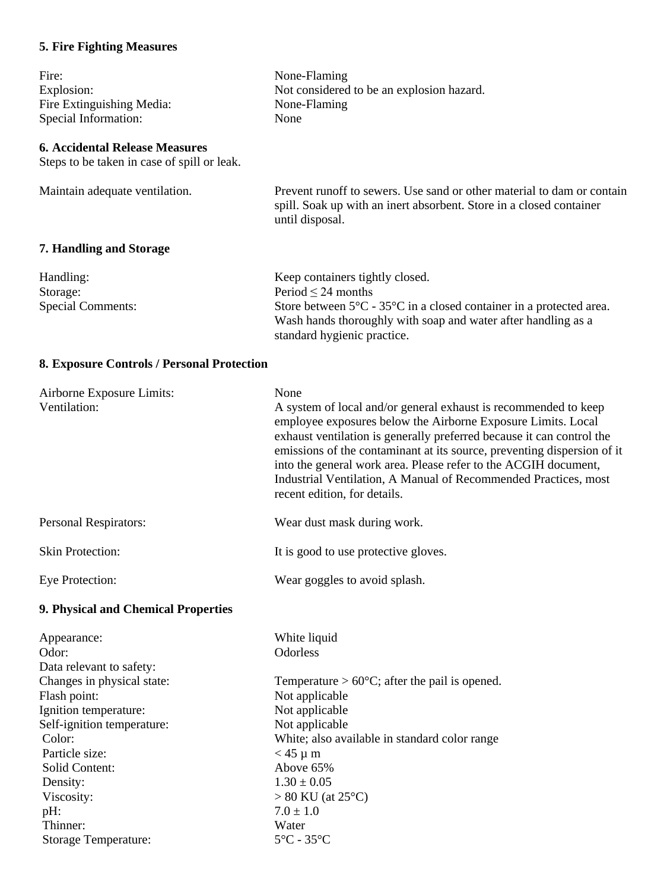### 5. Fire Fighting Measures

| | |
|---|---|
| Fire: | None-Flaming |
| Explosion: | Not considered to be an explosion hazard. |
| Fire Extinguishing Media: | None-Flaming |
| Special Information: | None |

### 6. Accidental Release Measures

Steps to be taken in case of spill or leak.

| | |
|---|---|
| Maintain adequate ventilation. | Prevent runoff to sewers. Use sand or other material to dam or contain spill. Soak up with an inert absorbent. Store in a closed container until disposal. |

### 7. Handling and Storage

| | |
|---|---|
| Handling: | Keep containers tightly closed. |
| Storage: | Period ≤ 24 months |
| Special Comments: | Store between 5°C - 35°C in a closed container in a protected area. Wash hands thoroughly with soap and water after handling as a standard hygienic practice. |

### 8. Exposure Controls / Personal Protection

| | |
|---|---|
| Airborne Exposure Limits: | None |
| Ventilation: | A system of local and/or general exhaust is recommended to keep employee exposures below the Airborne Exposure Limits. Local exhaust ventilation is generally preferred because it can control the emissions of the contaminant at its source, preventing dispersion of it into the general work area. Please refer to the ACGIH document, Industrial Ventilation, A Manual of Recommended Practices, most recent edition, for details. |
| Personal Respirators: | Wear dust mask during work. |
| Skin Protection: | It is good to use protective gloves. |
| Eye Protection: | Wear goggles to avoid splash. |

### 9. Physical and Chemical Properties

| | |
|---|---|
| Appearance: | White liquid |
| Odor: | Odorless |
| Data relevant to safety: | |
| Changes in physical state: | Temperature > 60°C; after the pail is opened. |
| Flash point: | Not applicable |
| Ignition temperature: | Not applicable |
| Self-ignition temperature: | Not applicable |
| Color: | White; also available in standard color range |
| Particle size: | < 45 μ m |
| Solid Content: | Above 65% |
| Density: | 1.30 ± 0.05 |
| Viscosity: | > 80 KU (at 25°C) |
| pH: | 7.0 ± 1.0 |
| Thinner: | Water |
| Storage Temperature: | 5°C - 35°C |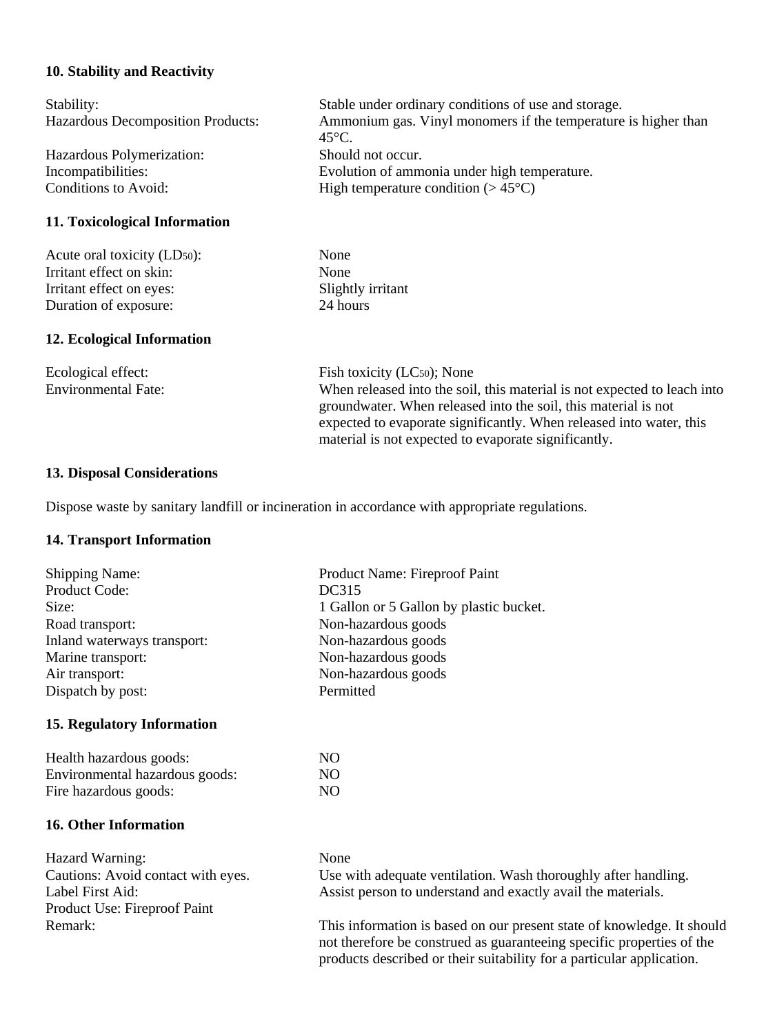## 10. Stability and Reactivity

| | |
|---|---|
| Stability: | Stable under ordinary conditions of use and storage. |
| Hazardous Decomposition Products: | Ammonium gas. Vinyl monomers if the temperature is higher than 45°C. |
| Hazardous Polymerization: | Should not occur. |
| Incompatibilities: | Evolution of ammonia under high temperature. |
| Conditions to Avoid: | High temperature condition (> 45°C) |

## 11. Toxicological Information

| | |
|---|---|
| Acute oral toxicity ($LD_{50}$): | None |
| Irritant effect on skin: | None |
| Irritant effect on eyes: | Slightly irritant |
| Duration of exposure: | 24 hours |

## 12. Ecological Information

| | |
|---|---|
| Ecological effect: | Fish toxicity ($LC_{50}$); None |
| Environmental Fate: | When released into the soil, this material is not expected to leach into groundwater. When released into the soil, this material is not expected to evaporate significantly. When released into water, this material is not expected to evaporate significantly. |

## 13. Disposal Considerations

Dispose waste by sanitary landfill or incineration in accordance with appropriate regulations.

## 14. Transport Information

| | |
|---|---|
| Shipping Name: | Product Name: Fireproof Paint |
| Product Code: | DC315 |
| Size: | 1 Gallon or 5 Gallon by plastic bucket. |
| Road transport: | Non-hazardous goods |
| Inland waterways transport: | Non-hazardous goods |
| Marine transport: | Non-hazardous goods |
| Air transport: | Non-hazardous goods |
| Dispatch by post: | Permitted |

## 15. Regulatory Information

| | |
|---|---|
| Health hazardous goods: | NO |
| Environmental hazardous goods: | NO |
| Fire hazardous goods: | NO |

## 16. Other Information

| | |
|---|---|
| Hazard Warning: | None |
| Cautions: Avoid contact with eyes. | Use with adequate ventilation. Wash thoroughly after handling. |
| Label First Aid: | Assist person to understand and exactly avail the materials. |
| Product Use: Fireproof Paint | |
| Remark: | This information is based on our present state of knowledge. It should not therefore be construed as guaranteeing specific properties of the products described or their suitability for a particular application. |